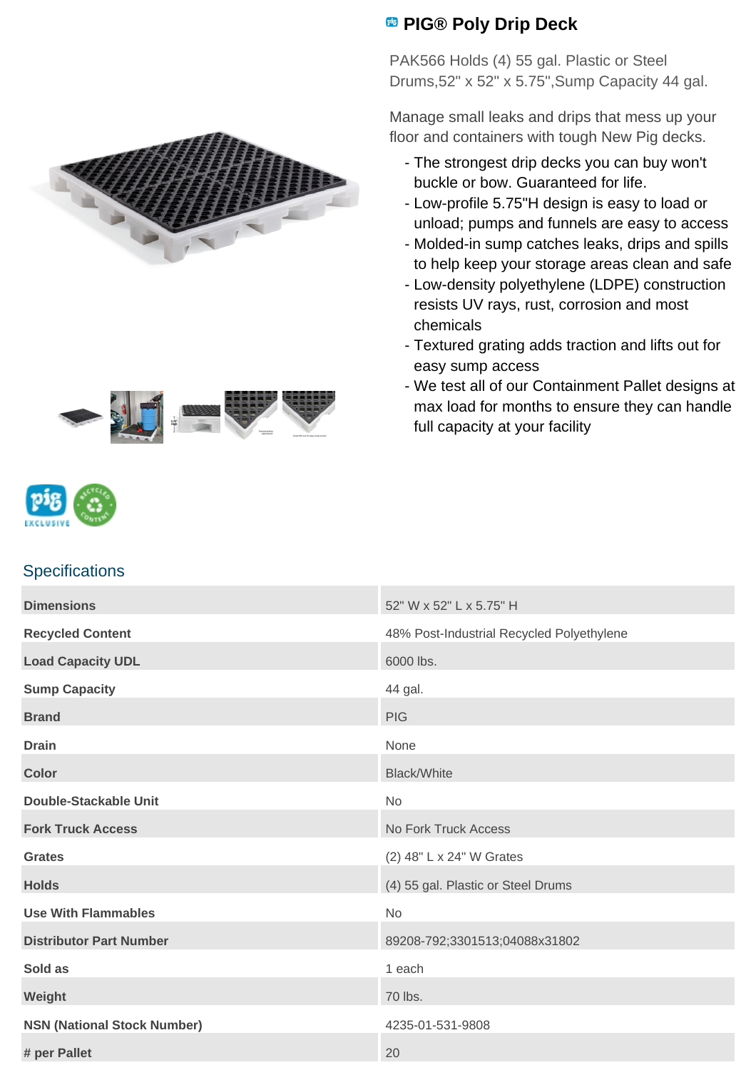# PIG® Poly Drip Deck

PAK566 Holds (4) 55 gal. Plastic or Steel Drums,52" x 52" x 5.75",Sump Capacity 44 gal.

Manage small leaks and drips that mess up your floor and containers with tough New Pig decks.

- The strongest drip decks you can buy won't buckle or bow. Guaranteed for life.
- Low-profile 5.75"H design is easy to load or unload; pumps and funnels are easy to access
- Molded-in sump catches leaks, drips and spills to help keep your storage areas clean and safe
- Low-density polyethylene (LDPE) construction resists UV rays, rust, corrosion and most chemicals
- Textured grating adds traction and lifts out for easy sump access
- We test all of our Containment Pallet designs at max load for months to ensure they can handle full capacity at your facility

## Specifications

| | |
|---|---|
| **Dimensions** | 52" W x 52" L x 5.75" H |
| **Recycled Content** | 48% Post-Industrial Recycled Polyethylene |
| **Load Capacity UDL** | 6000 lbs. |
| **Sump Capacity** | 44 gal. |
| **Brand** | PIG |
| **Drain** | None |
| **Color** | Black/White |
| **Double-Stackable Unit** | No |
| **Fork Truck Access** | No Fork Truck Access |
| **Grates** | (2) 48" L x 24" W Grates |
| **Holds** | (4) 55 gal. Plastic or Steel Drums |
| **Use With Flammables** | No |
| **Distributor Part Number** | 89208-792;3301513;04088x31802 |
| **Sold as** | 1 each |
| **Weight** | 70 lbs. |
| **NSN (National Stock Number)** | 4235-01-531-9808 |
| **# per Pallet** | 20 |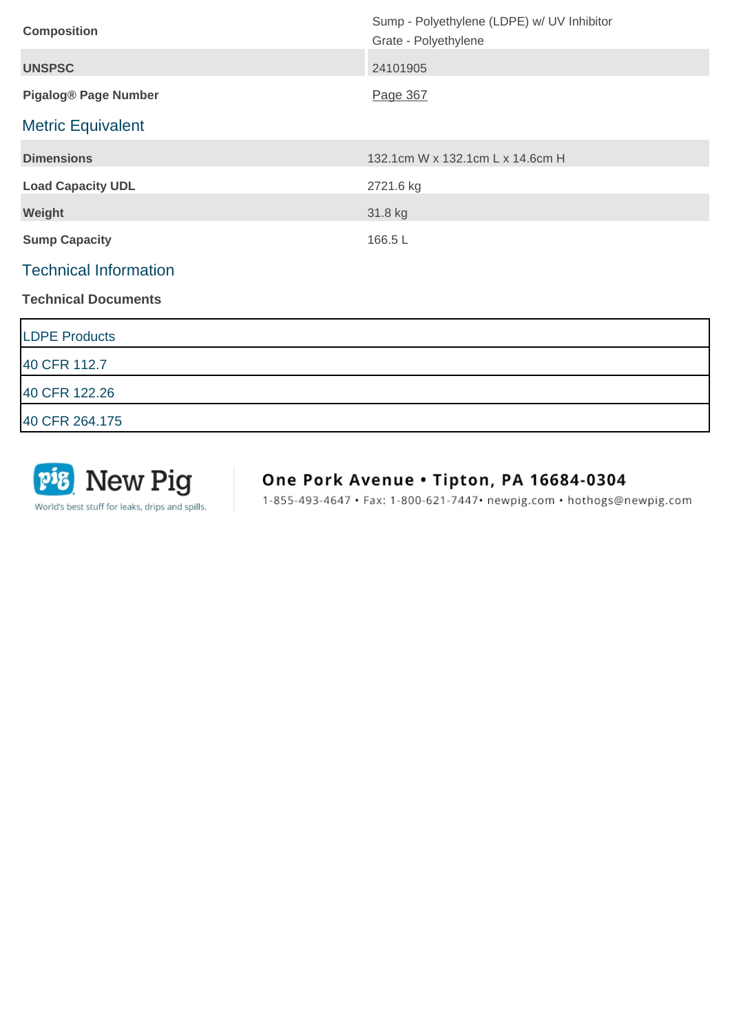| | |
|---|---|
| **Composition** | Sump - Polyethylene (LDPE) w/ UV Inhibitor<br>Grate - Polyethylene |
| **UNSPSC** | 24101905 |
| **Pigalog® Page Number** | Page 367 |

## Metric Equivalent

| | |
|---|---|
| **Dimensions** | 132.1cm W x 132.1cm L x 14.6cm H |
| **Load Capacity UDL** | 2721.6 kg |
| **Weight** | 31.8 kg |
| **Sump Capacity** | 166.5 L |

## Technical Information

### Technical Documents

| |
|---|
| LDPE Products |
| 40 CFR 112.7 |
| 40 CFR 122.26 |
| 40 CFR 264.175 |

New Pig
World's best stuff for leaks, drips and spills.

One Pork Avenue • Tipton, PA 16684-0304
1-855-493-4647 • Fax: 1-800-621-7447• newpig.com • hothogs@newpig.com